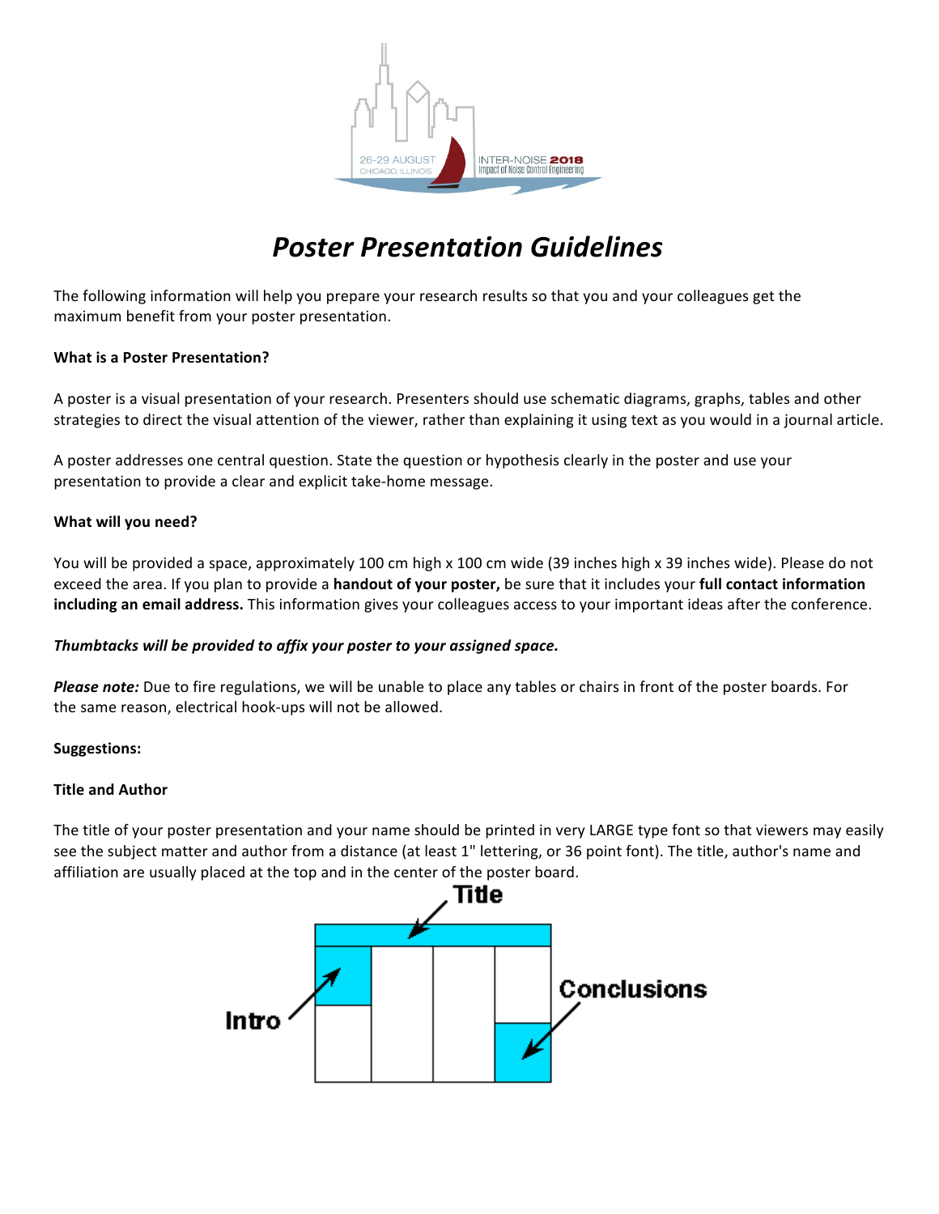# Poster Presentation Guidelines

The following information will help you prepare your research results so that you and your colleagues get the maximum benefit from your poster presentation.

**What is a Poster Presentation?**

A poster is a visual presentation of your research. Presenters should use schematic diagrams, graphs, tables and other strategies to direct the visual attention of the viewer, rather than explaining it using text as you would in a journal article.

A poster addresses one central question. State the question or hypothesis clearly in the poster and use your presentation to provide a clear and explicit take-home message.

**What will you need?**

You will be provided a space, approximately 100 cm high x 100 cm wide (39 inches high x 39 inches wide). Please do not exceed the area. If you plan to provide a **handout of your poster,** be sure that it includes your **full contact information including an email address.** This information gives your colleagues access to your important ideas after the conference.

***Thumbtacks will be provided to affix your poster to your assigned space.***

***Please note:*** Due to fire regulations, we will be unable to place any tables or chairs in front of the poster boards. For the same reason, electrical hook-ups will not be allowed.

**Suggestions:**

**Title and Author**

The title of your poster presentation and your name should be printed in very LARGE type font so that viewers may easily see the subject matter and author from a distance (at least 1" lettering, or 36 point font). The title, author's name and affiliation are usually placed at the top and in the center of the poster board.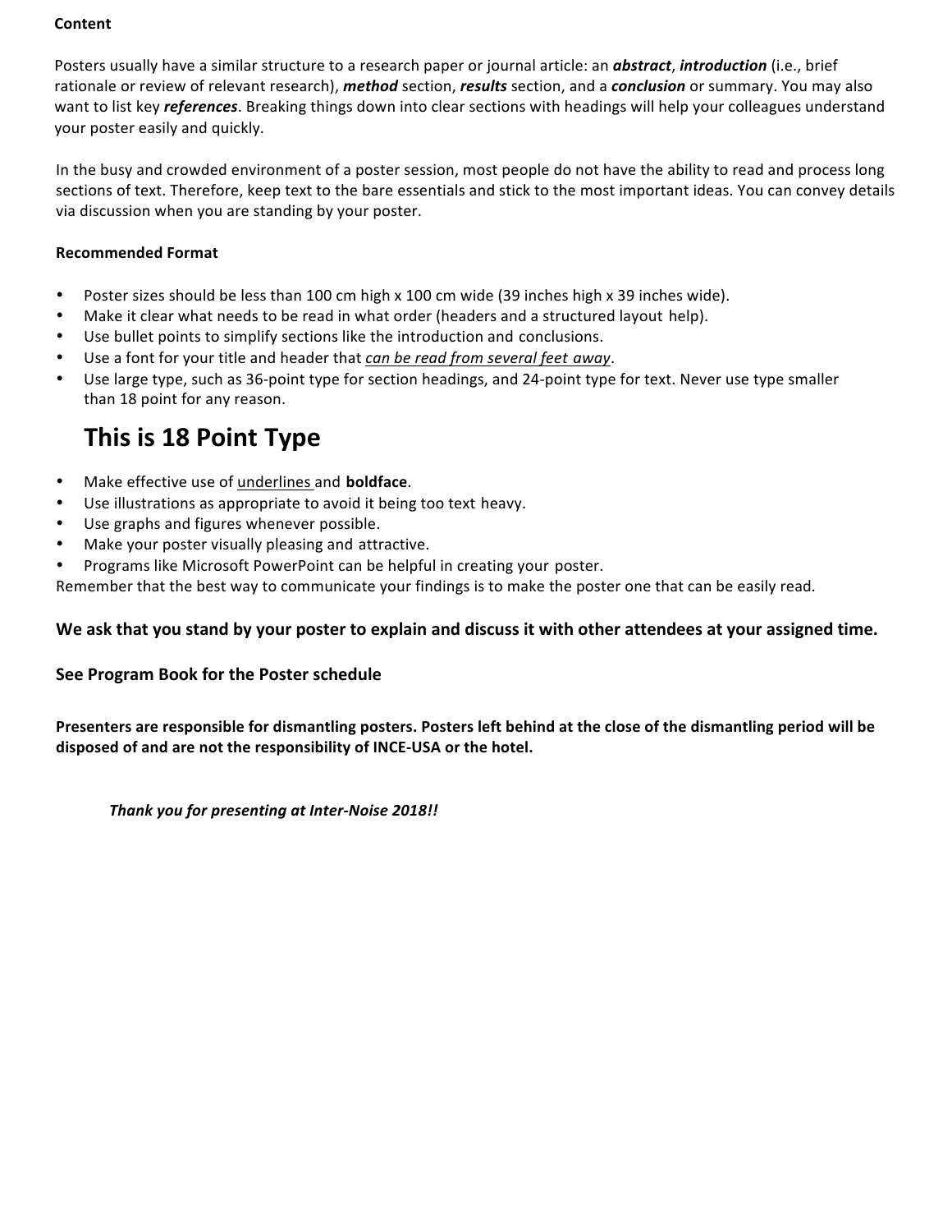**Content**

Posters usually have a similar structure to a research paper or journal article: an ***abstract***, ***introduction*** (i.e., brief rationale or review of relevant research), ***method*** section, ***results*** section, and a ***conclusion*** or summary. You may also want to list key ***references***. Breaking things down into clear sections with headings will help your colleagues understand your poster easily and quickly.

In the busy and crowded environment of a poster session, most people do not have the ability to read and process long sections of text. Therefore, keep text to the bare essentials and stick to the most important ideas. You can convey details via discussion when you are standing by your poster.

**Recommended Format**

- Poster sizes should be less than 100 cm high x 100 cm wide (39 inches high x 39 inches wide).
- Make it clear what needs to be read in what order (headers and a structured layout help).
- Use bullet points to simplify sections like the introduction and conclusions.
- Use a font for your title and header that <u>*can be read from several feet away*</u>.
- Use large type, such as 36-point type for section headings, and 24-point type for text. Never use type smaller than 18 point for any reason.

## This is 18 Point Type

- Make effective use of <u>underlines</u> and **boldface**.
- Use illustrations as appropriate to avoid it being too text heavy.
- Use graphs and figures whenever possible.
- Make your poster visually pleasing and attractive.
- Programs like Microsoft PowerPoint can be helpful in creating your poster.

Remember that the best way to communicate your findings is to make the poster one that can be easily read.

**We ask that you stand by your poster to explain and discuss it with other attendees at your assigned time.**

**See Program Book for the Poster schedule**

**Presenters are responsible for dismantling posters. Posters left behind at the close of the dismantling period will be disposed of and are not the responsibility of INCE-USA or the hotel.**

***Thank you for presenting at Inter-Noise 2018!!***